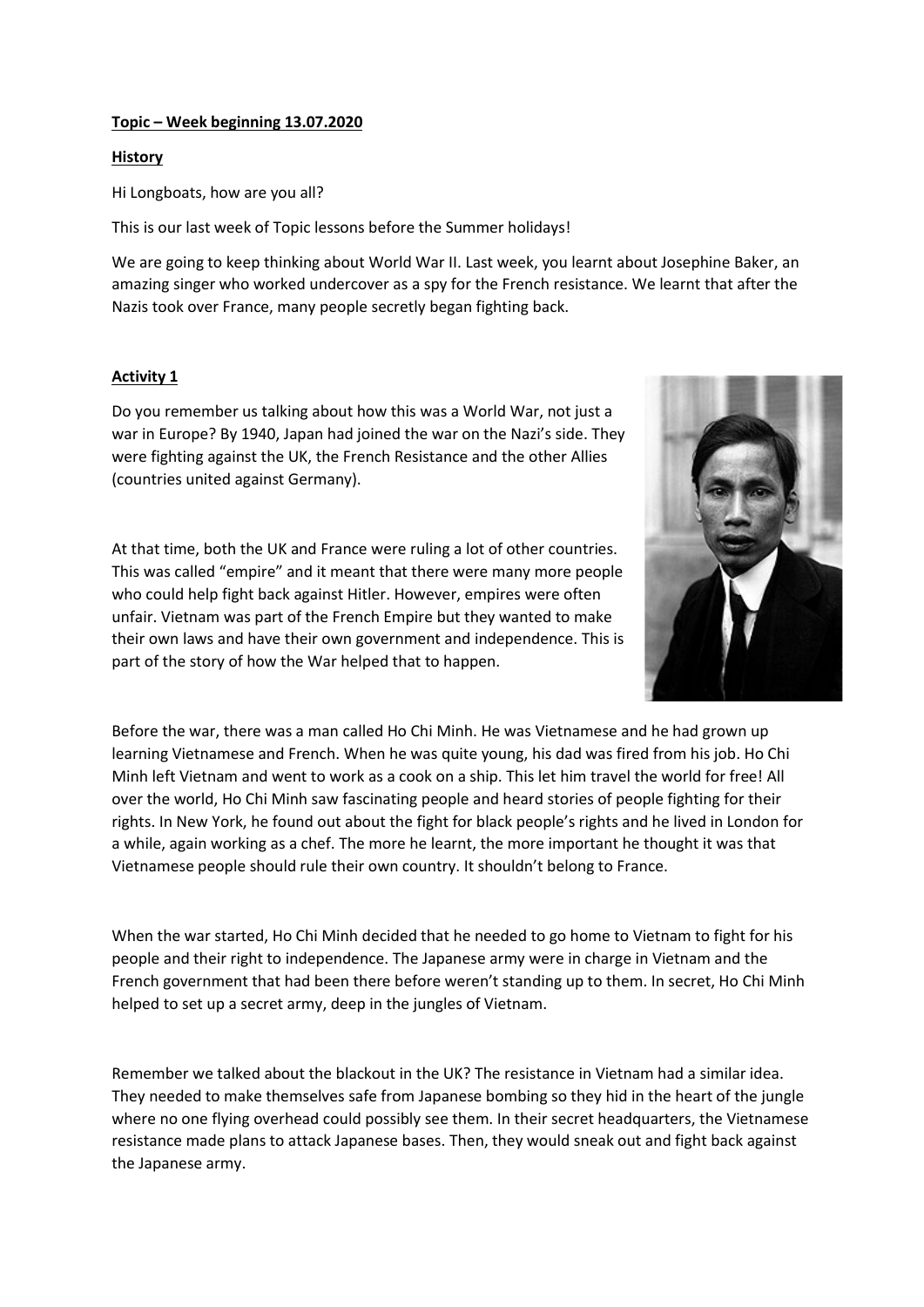**Topic – Week beginning 13.07.2020**

**History**

Hi Longboats, how are you all?

This is our last week of Topic lessons before the Summer holidays!

We are going to keep thinking about World War II. Last week, you learnt about Josephine Baker, an amazing singer who worked undercover as a spy for the French resistance. We learnt that after the Nazis took over France, many people secretly began fighting back.

**Activity 1**

Do you remember us talking about how this was a World War, not just a war in Europe? By 1940, Japan had joined the war on the Nazi's side. They were fighting against the UK, the French Resistance and the other Allies (countries united against Germany).

At that time, both the UK and France were ruling a lot of other countries. This was called "empire" and it meant that there were many more people who could help fight back against Hitler. However, empires were often unfair. Vietnam was part of the French Empire but they wanted to make their own laws and have their own government and independence. This is part of the story of how the War helped that to happen.

Before the war, there was a man called Ho Chi Minh. He was Vietnamese and he had grown up learning Vietnamese and French. When he was quite young, his dad was fired from his job. Ho Chi Minh left Vietnam and went to work as a cook on a ship. This let him travel the world for free! All over the world, Ho Chi Minh saw fascinating people and heard stories of people fighting for their rights. In New York, he found out about the fight for black people's rights and he lived in London for a while, again working as a chef. The more he learnt, the more important he thought it was that Vietnamese people should rule their own country. It shouldn't belong to France.

When the war started, Ho Chi Minh decided that he needed to go home to Vietnam to fight for his people and their right to independence. The Japanese army were in charge in Vietnam and the French government that had been there before weren't standing up to them. In secret, Ho Chi Minh helped to set up a secret army, deep in the jungles of Vietnam.

Remember we talked about the blackout in the UK? The resistance in Vietnam had a similar idea. They needed to make themselves safe from Japanese bombing so they hid in the heart of the jungle where no one flying overhead could possibly see them. In their secret headquarters, the Vietnamese resistance made plans to attack Japanese bases. Then, they would sneak out and fight back against the Japanese army.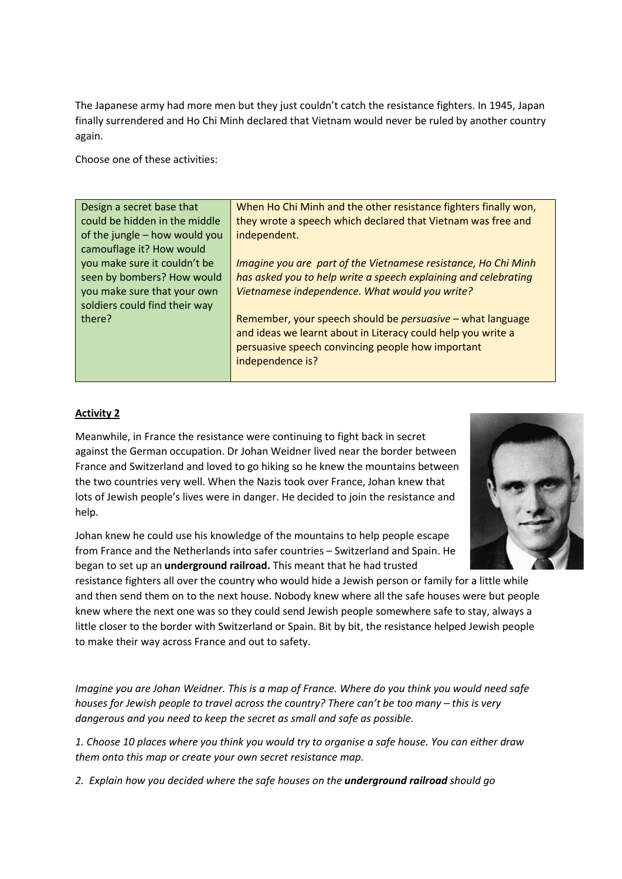The Japanese army had more men but they just couldn't catch the resistance fighters. In 1945, Japan finally surrendered and Ho Chi Minh declared that Vietnam would never be ruled by another country again.

Choose one of these activities:

| Design a secret base that could be hidden in the middle of the jungle – how would you camouflage it? How would you make sure it couldn't be seen by bombers? How would you make sure that your own soldiers could find their way there? | When Ho Chi Minh and the other resistance fighters finally won, they wrote a speech which declared that Vietnam was free and independent.<br><br>*Imagine you are part of the Vietnamese resistance, Ho Chi Minh has asked you to help write a speech explaining and celebrating Vietnamese independence. What would you write?*<br><br>Remember, your speech should be *persuasive* – what language and ideas we learnt about in Literacy could help you write a persuasive speech convincing people how important independence is? |
|---|---|

**Activity 2**

Meanwhile, in France the resistance were continuing to fight back in secret against the German occupation. Dr Johan Weidner lived near the border between France and Switzerland and loved to go hiking so he knew the mountains between the two countries very well. When the Nazis took over France, Johan knew that lots of Jewish people's lives were in danger. He decided to join the resistance and help.

Johan knew he could use his knowledge of the mountains to help people escape from France and the Netherlands into safer countries – Switzerland and Spain. He began to set up an **underground railroad.** This meant that he had trusted resistance fighters all over the country who would hide a Jewish person or family for a little while and then send them on to the next house. Nobody knew where all the safe houses were but people knew where the next one was so they could send Jewish people somewhere safe to stay, always a little closer to the border with Switzerland or Spain. Bit by bit, the resistance helped Jewish people to make their way across France and out to safety.

*Imagine you are Johan Weidner. This is a map of France. Where do you think you would need safe houses for Jewish people to travel across the country? There can't be too many – this is very dangerous and you need to keep the secret as small and safe as possible.*

*1. Choose 10 places where you think you would try to organise a safe house. You can either draw them onto this map or create your own secret resistance map.*

*2. Explain how you decided where the safe houses on the **underground railroad** should go*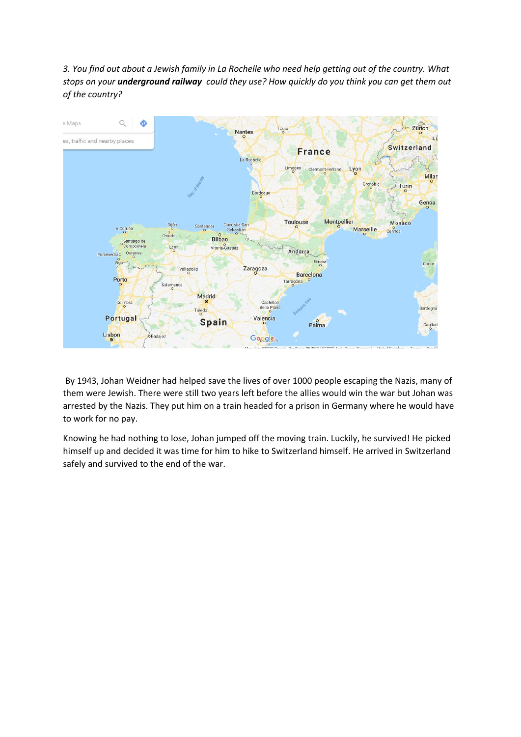*3. You find out about a Jewish family in La Rochelle who need help getting out of the country. What stops on your* ***underground railway*** *could they use? How quickly do you think you can get them out of the country?*

By 1943, Johan Weidner had helped save the lives of over 1000 people escaping the Nazis, many of them were Jewish. There were still two years left before the allies would win the war but Johan was arrested by the Nazis. They put him on a train headed for a prison in Germany where he would have to work for no pay.

Knowing he had nothing to lose, Johan jumped off the moving train. Luckily, he survived! He picked himself up and decided it was time for him to hike to Switzerland himself. He arrived in Switzerland safely and survived to the end of the war.